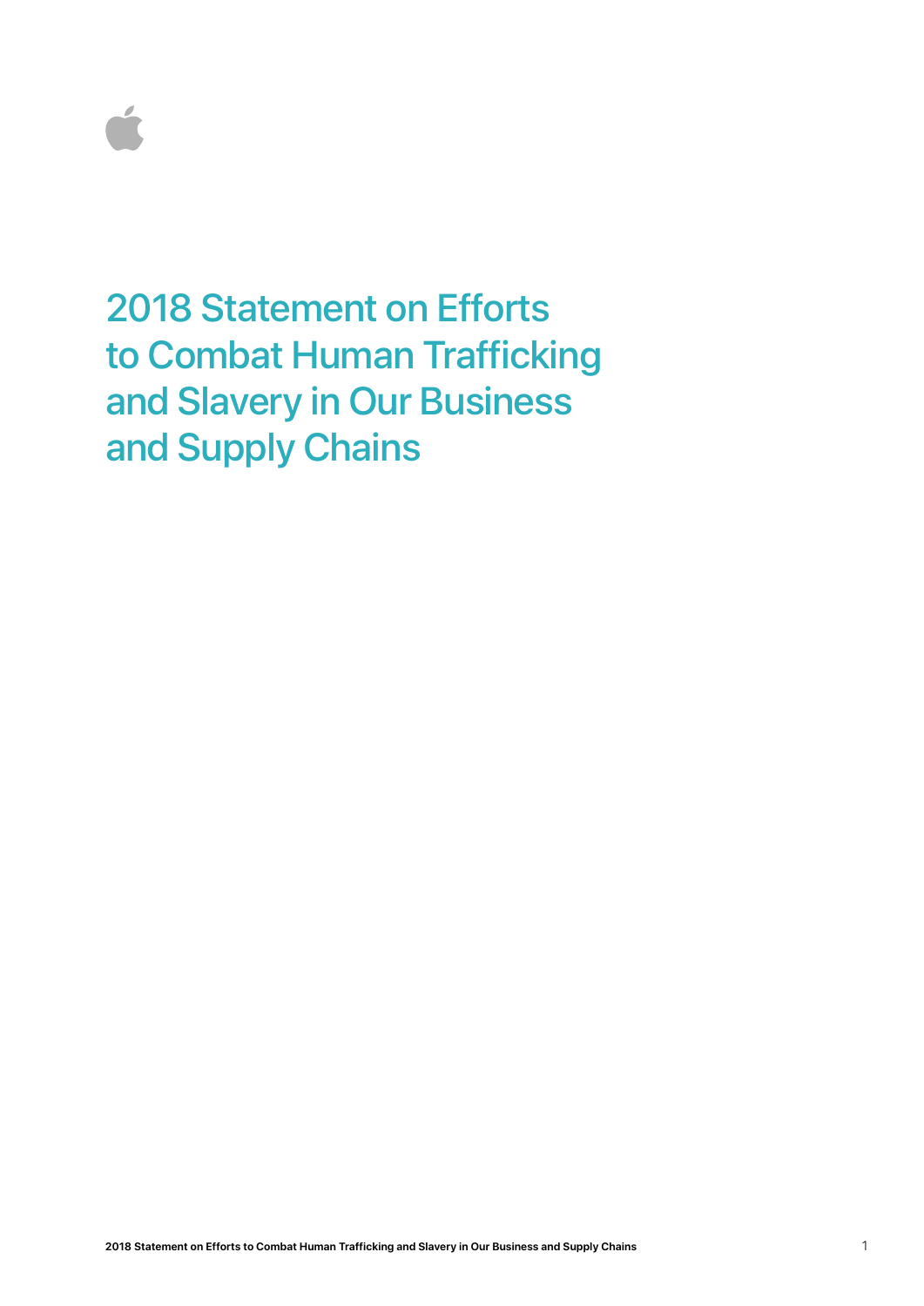# 2018 Statement on Efforts to Combat Human Trafficking and Slavery in Our Business and Supply Chains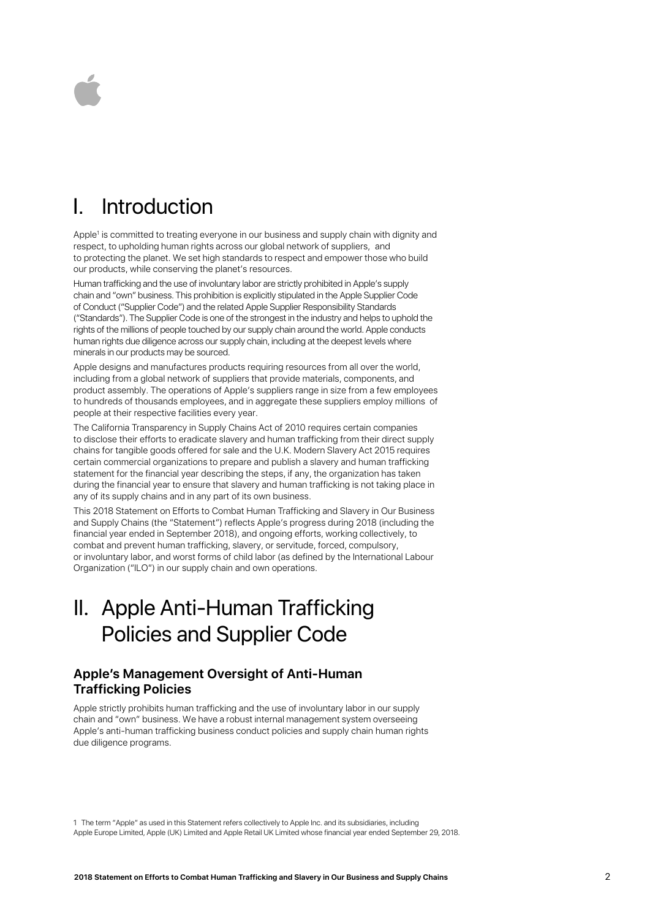# I. Introduction

Apple[1] is committed to treating everyone in our business and supply chain with dignity and respect, to upholding human rights across our global network of suppliers, and to protecting the planet. We set high standards to respect and empower those who build our products, while conserving the planet's resources.

Human trafficking and the use of involuntary labor are strictly prohibited in Apple's supply chain and "own" business. This prohibition is explicitly stipulated in the Apple Supplier Code of Conduct ("Supplier Code") and the related Apple Supplier Responsibility Standards ("Standards"). The Supplier Code is one of the strongest in the industry and helps to uphold the rights of the millions of people touched by our supply chain around the world. Apple conducts human rights due diligence across our supply chain, including at the deepest levels where minerals in our products may be sourced.

Apple designs and manufactures products requiring resources from all over the world, including from a global network of suppliers that provide materials, components, and product assembly. The operations of Apple's suppliers range in size from a few employees to hundreds of thousands employees, and in aggregate these suppliers employ millions of people at their respective facilities every year.

The California Transparency in Supply Chains Act of 2010 requires certain companies to disclose their efforts to eradicate slavery and human trafficking from their direct supply chains for tangible goods offered for sale and the U.K. Modern Slavery Act 2015 requires certain commercial organizations to prepare and publish a slavery and human trafficking statement for the financial year describing the steps, if any, the organization has taken during the financial year to ensure that slavery and human trafficking is not taking place in any of its supply chains and in any part of its own business.

This 2018 Statement on Efforts to Combat Human Trafficking and Slavery in Our Business and Supply Chains (the "Statement") reflects Apple's progress during 2018 (including the financial year ended in September 2018), and ongoing efforts, working collectively, to combat and prevent human trafficking, slavery, or servitude, forced, compulsory, or involuntary labor, and worst forms of child labor (as defined by the International Labour Organization ("ILO") in our supply chain and own operations.

# II. Apple Anti-Human Trafficking Policies and Supplier Code

### Apple's Management Oversight of Anti-Human Trafficking Policies

Apple strictly prohibits human trafficking and the use of involuntary labor in our supply chain and "own" business. We have a robust internal management system overseeing Apple's anti-human trafficking business conduct policies and supply chain human rights due diligence programs.

1 The term "Apple" as used in this Statement refers collectively to Apple Inc. and its subsidiaries, including Apple Europe Limited, Apple (UK) Limited and Apple Retail UK Limited whose financial year ended September 29, 2018.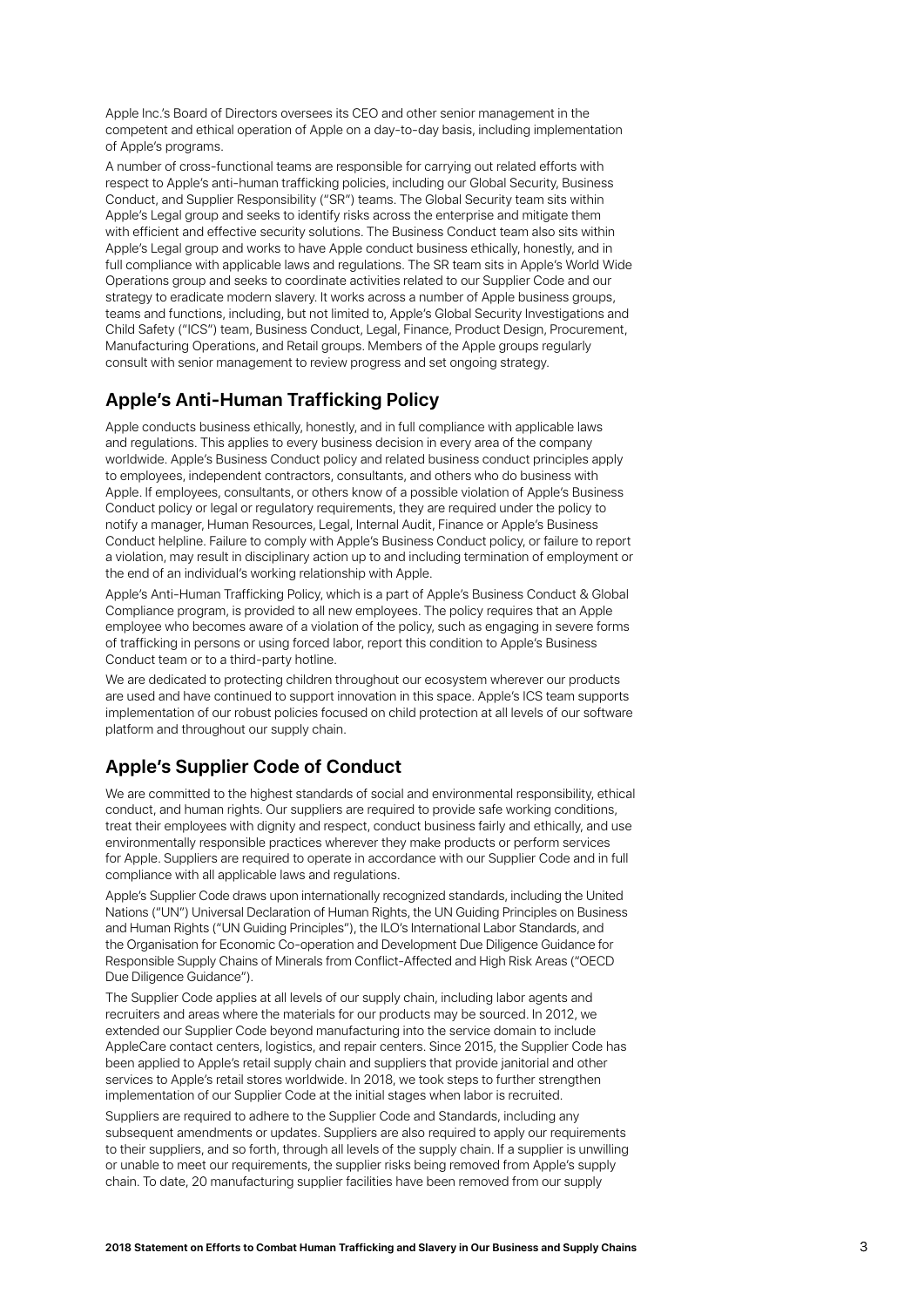Apple Inc.'s Board of Directors oversees its CEO and other senior management in the competent and ethical operation of Apple on a day-to-day basis, including implementation of Apple's programs.

A number of cross-functional teams are responsible for carrying out related efforts with respect to Apple's anti-human trafficking policies, including our Global Security, Business Conduct, and Supplier Responsibility ("SR") teams. The Global Security team sits within Apple's Legal group and seeks to identify risks across the enterprise and mitigate them with efficient and effective security solutions. The Business Conduct team also sits within Apple's Legal group and works to have Apple conduct business ethically, honestly, and in full compliance with applicable laws and regulations. The SR team sits in Apple's World Wide Operations group and seeks to coordinate activities related to our Supplier Code and our strategy to eradicate modern slavery. It works across a number of Apple business groups, teams and functions, including, but not limited to, Apple's Global Security Investigations and Child Safety ("ICS") team, Business Conduct, Legal, Finance, Product Design, Procurement, Manufacturing Operations, and Retail groups. Members of the Apple groups regularly consult with senior management to review progress and set ongoing strategy.

## Apple's Anti-Human Trafficking Policy

Apple conducts business ethically, honestly, and in full compliance with applicable laws and regulations. This applies to every business decision in every area of the company worldwide. Apple's Business Conduct policy and related business conduct principles apply to employees, independent contractors, consultants, and others who do business with Apple. If employees, consultants, or others know of a possible violation of Apple's Business Conduct policy or legal or regulatory requirements, they are required under the policy to notify a manager, Human Resources, Legal, Internal Audit, Finance or Apple's Business Conduct helpline. Failure to comply with Apple's Business Conduct policy, or failure to report a violation, may result in disciplinary action up to and including termination of employment or the end of an individual's working relationship with Apple.

Apple's Anti-Human Trafficking Policy, which is a part of Apple's Business Conduct & Global Compliance program, is provided to all new employees. The policy requires that an Apple employee who becomes aware of a violation of the policy, such as engaging in severe forms of trafficking in persons or using forced labor, report this condition to Apple's Business Conduct team or to a third-party hotline.

We are dedicated to protecting children throughout our ecosystem wherever our products are used and have continued to support innovation in this space. Apple's ICS team supports implementation of our robust policies focused on child protection at all levels of our software platform and throughout our supply chain.

## Apple's Supplier Code of Conduct

We are committed to the highest standards of social and environmental responsibility, ethical conduct, and human rights. Our suppliers are required to provide safe working conditions, treat their employees with dignity and respect, conduct business fairly and ethically, and use environmentally responsible practices wherever they make products or perform services for Apple. Suppliers are required to operate in accordance with our Supplier Code and in full compliance with all applicable laws and regulations.

Apple's Supplier Code draws upon internationally recognized standards, including the United Nations ("UN") Universal Declaration of Human Rights, the UN Guiding Principles on Business and Human Rights ("UN Guiding Principles"), the ILO's International Labor Standards, and the Organisation for Economic Co-operation and Development Due Diligence Guidance for Responsible Supply Chains of Minerals from Conflict-Affected and High Risk Areas ("OECD Due Diligence Guidance").

The Supplier Code applies at all levels of our supply chain, including labor agents and recruiters and areas where the materials for our products may be sourced. In 2012, we extended our Supplier Code beyond manufacturing into the service domain to include AppleCare contact centers, logistics, and repair centers. Since 2015, the Supplier Code has been applied to Apple's retail supply chain and suppliers that provide janitorial and other services to Apple's retail stores worldwide. In 2018, we took steps to further strengthen implementation of our Supplier Code at the initial stages when labor is recruited.

Suppliers are required to adhere to the Supplier Code and Standards, including any subsequent amendments or updates. Suppliers are also required to apply our requirements to their suppliers, and so forth, through all levels of the supply chain. If a supplier is unwilling or unable to meet our requirements, the supplier risks being removed from Apple's supply chain. To date, 20 manufacturing supplier facilities have been removed from our supply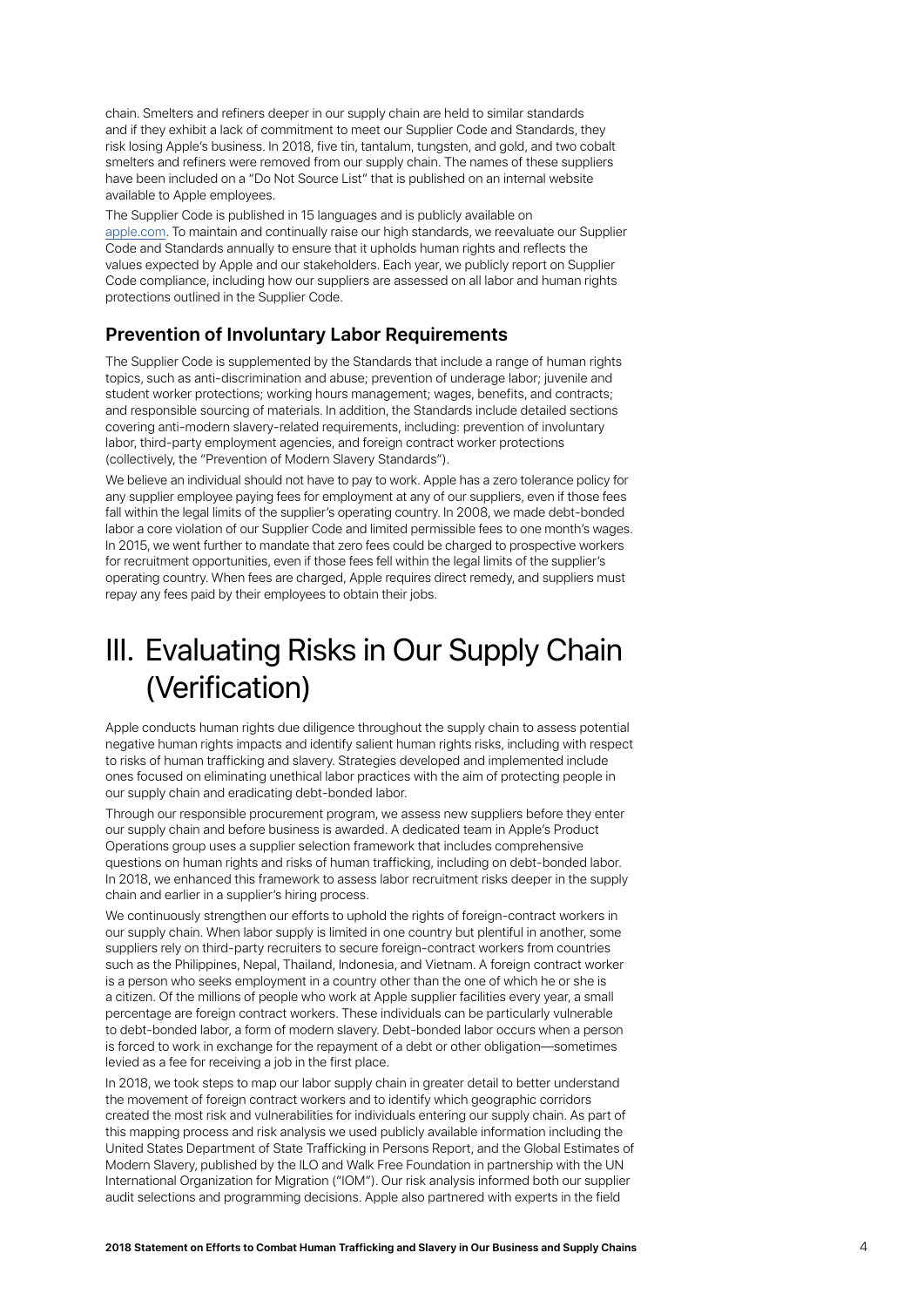chain. Smelters and refiners deeper in our supply chain are held to similar standards and if they exhibit a lack of commitment to meet our Supplier Code and Standards, they risk losing Apple's business. In 2018, five tin, tantalum, tungsten, and gold, and two cobalt smelters and refiners were removed from our supply chain. The names of these suppliers have been included on a "Do Not Source List" that is published on an internal website available to Apple employees.

The Supplier Code is published in 15 languages and is publicly available on apple.com. To maintain and continually raise our high standards, we reevaluate our Supplier Code and Standards annually to ensure that it upholds human rights and reflects the values expected by Apple and our stakeholders. Each year, we publicly report on Supplier Code compliance, including how our suppliers are assessed on all labor and human rights protections outlined in the Supplier Code.

### Prevention of Involuntary Labor Requirements

The Supplier Code is supplemented by the Standards that include a range of human rights topics, such as anti-discrimination and abuse; prevention of underage labor; juvenile and student worker protections; working hours management; wages, benefits, and contracts; and responsible sourcing of materials. In addition, the Standards include detailed sections covering anti-modern slavery-related requirements, including: prevention of involuntary labor, third-party employment agencies, and foreign contract worker protections (collectively, the "Prevention of Modern Slavery Standards").

We believe an individual should not have to pay to work. Apple has a zero tolerance policy for any supplier employee paying fees for employment at any of our suppliers, even if those fees fall within the legal limits of the supplier's operating country. In 2008, we made debt-bonded labor a core violation of our Supplier Code and limited permissible fees to one month's wages. In 2015, we went further to mandate that zero fees could be charged to prospective workers for recruitment opportunities, even if those fees fell within the legal limits of the supplier's operating country. When fees are charged, Apple requires direct remedy, and suppliers must repay any fees paid by their employees to obtain their jobs.

# III. Evaluating Risks in Our Supply Chain (Verification)

Apple conducts human rights due diligence throughout the supply chain to assess potential negative human rights impacts and identify salient human rights risks, including with respect to risks of human trafficking and slavery. Strategies developed and implemented include ones focused on eliminating unethical labor practices with the aim of protecting people in our supply chain and eradicating debt-bonded labor.

Through our responsible procurement program, we assess new suppliers before they enter our supply chain and before business is awarded. A dedicated team in Apple's Product Operations group uses a supplier selection framework that includes comprehensive questions on human rights and risks of human trafficking, including on debt-bonded labor. In 2018, we enhanced this framework to assess labor recruitment risks deeper in the supply chain and earlier in a supplier's hiring process.

We continuously strengthen our efforts to uphold the rights of foreign-contract workers in our supply chain. When labor supply is limited in one country but plentiful in another, some suppliers rely on third-party recruiters to secure foreign-contract workers from countries such as the Philippines, Nepal, Thailand, Indonesia, and Vietnam. A foreign contract worker is a person who seeks employment in a country other than the one of which he or she is a citizen. Of the millions of people who work at Apple supplier facilities every year, a small percentage are foreign contract workers. These individuals can be particularly vulnerable to debt-bonded labor, a form of modern slavery. Debt-bonded labor occurs when a person is forced to work in exchange for the repayment of a debt or other obligation—sometimes levied as a fee for receiving a job in the first place.

In 2018, we took steps to map our labor supply chain in greater detail to better understand the movement of foreign contract workers and to identify which geographic corridors created the most risk and vulnerabilities for individuals entering our supply chain. As part of this mapping process and risk analysis we used publicly available information including the United States Department of State Trafficking in Persons Report, and the Global Estimates of Modern Slavery, published by the ILO and Walk Free Foundation in partnership with the UN International Organization for Migration ("IOM"). Our risk analysis informed both our supplier audit selections and programming decisions. Apple also partnered with experts in the field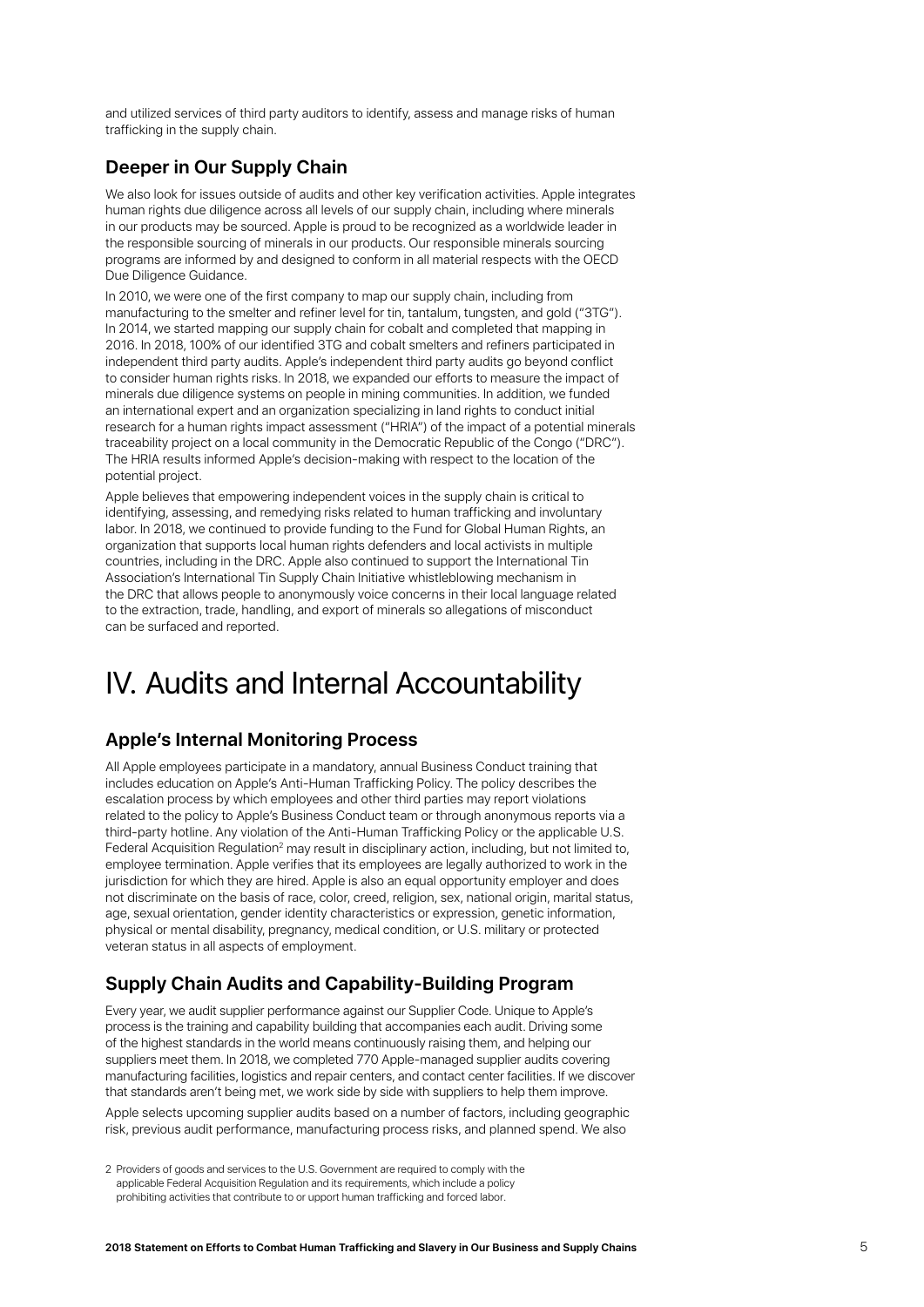and utilized services of third party auditors to identify, assess and manage risks of human trafficking in the supply chain.

### Deeper in Our Supply Chain

We also look for issues outside of audits and other key verification activities. Apple integrates human rights due diligence across all levels of our supply chain, including where minerals in our products may be sourced. Apple is proud to be recognized as a worldwide leader in the responsible sourcing of minerals in our products. Our responsible minerals sourcing programs are informed by and designed to conform in all material respects with the OECD Due Diligence Guidance.

In 2010, we were one of the first company to map our supply chain, including from manufacturing to the smelter and refiner level for tin, tantalum, tungsten, and gold ("3TG"). In 2014, we started mapping our supply chain for cobalt and completed that mapping in 2016. In 2018, 100% of our identified 3TG and cobalt smelters and refiners participated in independent third party audits. Apple's independent third party audits go beyond conflict to consider human rights risks. In 2018, we expanded our efforts to measure the impact of minerals due diligence systems on people in mining communities. In addition, we funded an international expert and an organization specializing in land rights to conduct initial research for a human rights impact assessment ("HRIA") of the impact of a potential minerals traceability project on a local community in the Democratic Republic of the Congo ("DRC"). The HRIA results informed Apple's decision-making with respect to the location of the potential project.

Apple believes that empowering independent voices in the supply chain is critical to identifying, assessing, and remedying risks related to human trafficking and involuntary labor. In 2018, we continued to provide funding to the Fund for Global Human Rights, an organization that supports local human rights defenders and local activists in multiple countries, including in the DRC. Apple also continued to support the International Tin Association's International Tin Supply Chain Initiative whistleblowing mechanism in the DRC that allows people to anonymously voice concerns in their local language related to the extraction, trade, handling, and export of minerals so allegations of misconduct can be surfaced and reported.

# IV. Audits and Internal Accountability

### Apple's Internal Monitoring Process

All Apple employees participate in a mandatory, annual Business Conduct training that includes education on Apple's Anti-Human Trafficking Policy. The policy describes the escalation process by which employees and other third parties may report violations related to the policy to Apple's Business Conduct team or through anonymous reports via a third-party hotline. Any violation of the Anti-Human Trafficking Policy or the applicable U.S. Federal Acquisition Regulation[2] may result in disciplinary action, including, but not limited to, employee termination. Apple verifies that its employees are legally authorized to work in the jurisdiction for which they are hired. Apple is also an equal opportunity employer and does not discriminate on the basis of race, color, creed, religion, sex, national origin, marital status, age, sexual orientation, gender identity characteristics or expression, genetic information, physical or mental disability, pregnancy, medical condition, or U.S. military or protected veteran status in all aspects of employment.

### Supply Chain Audits and Capability-Building Program

Every year, we audit supplier performance against our Supplier Code. Unique to Apple's process is the training and capability building that accompanies each audit. Driving some of the highest standards in the world means continuously raising them, and helping our suppliers meet them. In 2018, we completed 770 Apple-managed supplier audits covering manufacturing facilities, logistics and repair centers, and contact center facilities. If we discover that standards aren't being met, we work side by side with suppliers to help them improve.

Apple selects upcoming supplier audits based on a number of factors, including geographic risk, previous audit performance, manufacturing process risks, and planned spend. We also

2 Providers of goods and services to the U.S. Government are required to comply with the applicable Federal Acquisition Regulation and its requirements, which include a policy prohibiting activities that contribute to or upport human trafficking and forced labor.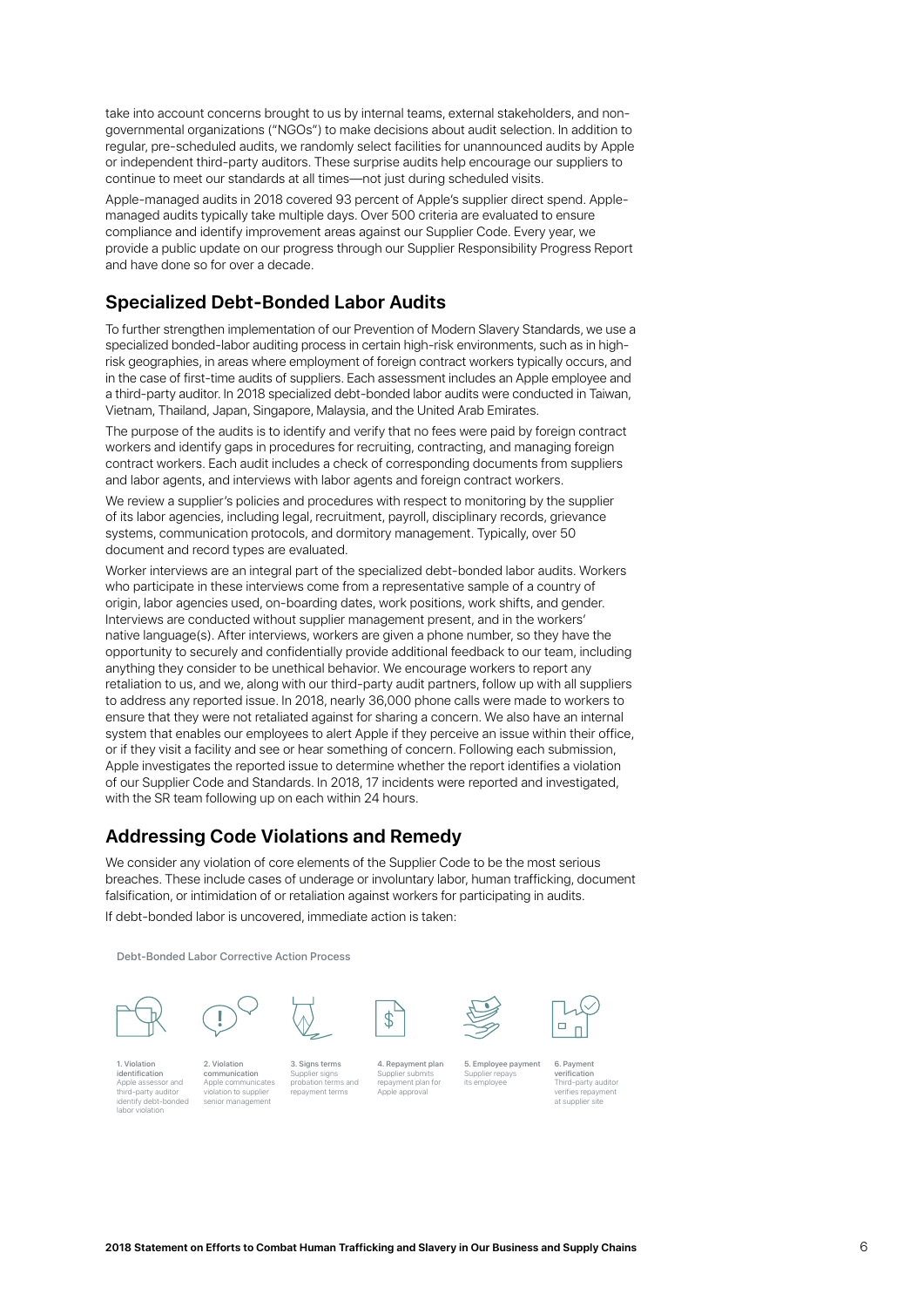take into account concerns brought to us by internal teams, external stakeholders, and non-governmental organizations ("NGOs") to make decisions about audit selection. In addition to regular, pre-scheduled audits, we randomly select facilities for unannounced audits by Apple or independent third-party auditors. These surprise audits help encourage our suppliers to continue to meet our standards at all times—not just during scheduled visits.

Apple-managed audits in 2018 covered 93 percent of Apple's supplier direct spend. Apple-managed audits typically take multiple days. Over 500 criteria are evaluated to ensure compliance and identify improvement areas against our Supplier Code. Every year, we provide a public update on our progress through our Supplier Responsibility Progress Report and have done so for over a decade.

## Specialized Debt-Bonded Labor Audits

To further strengthen implementation of our Prevention of Modern Slavery Standards, we use a specialized bonded-labor auditing process in certain high-risk environments, such as in high-risk geographies, in areas where employment of foreign contract workers typically occurs, and in the case of first-time audits of suppliers. Each assessment includes an Apple employee and a third-party auditor. In 2018 specialized debt-bonded labor audits were conducted in Taiwan, Vietnam, Thailand, Japan, Singapore, Malaysia, and the United Arab Emirates.

The purpose of the audits is to identify and verify that no fees were paid by foreign contract workers and identify gaps in procedures for recruiting, contracting, and managing foreign contract workers. Each audit includes a check of corresponding documents from suppliers and labor agents, and interviews with labor agents and foreign contract workers.

We review a supplier's policies and procedures with respect to monitoring by the supplier of its labor agencies, including legal, recruitment, payroll, disciplinary records, grievance systems, communication protocols, and dormitory management. Typically, over 50 document and record types are evaluated.

Worker interviews are an integral part of the specialized debt-bonded labor audits. Workers who participate in these interviews come from a representative sample of a country of origin, labor agencies used, on-boarding dates, work positions, work shifts, and gender. Interviews are conducted without supplier management present, and in the workers' native language(s). After interviews, workers are given a phone number, so they have the opportunity to securely and confidentially provide additional feedback to our team, including anything they consider to be unethical behavior. We encourage workers to report any retaliation to us, and we, along with our third-party audit partners, follow up with all suppliers to address any reported issue. In 2018, nearly 36,000 phone calls were made to workers to ensure that they were not retaliated against for sharing a concern. We also have an internal system that enables our employees to alert Apple if they perceive an issue within their office, or if they visit a facility and see or hear something of concern. Following each submission, Apple investigates the reported issue to determine whether the report identifies a violation of our Supplier Code and Standards. In 2018, 17 incidents were reported and investigated, with the SR team following up on each within 24 hours.

## Addressing Code Violations and Remedy

We consider any violation of core elements of the Supplier Code to be the most serious breaches. These include cases of underage or involuntary labor, human trafficking, document falsification, or intimidation of or retaliation against workers for participating in audits.

If debt-bonded labor is uncovered, immediate action is taken:

Debt-Bonded Labor Corrective Action Process

1. **Violation identification** Apple assessor and third-party auditor identify debt-bonded labor violation
2. **Violation communication** Apple communicates violation to supplier senior management
3. **Signs terms** Supplier signs probation terms and repayment terms
4. **Repayment plan** Supplier submits repayment plan for Apple approval
5. **Employee payment** Supplier repays its employee
6. **Payment verification** Third-party auditor verifies repayment at supplier site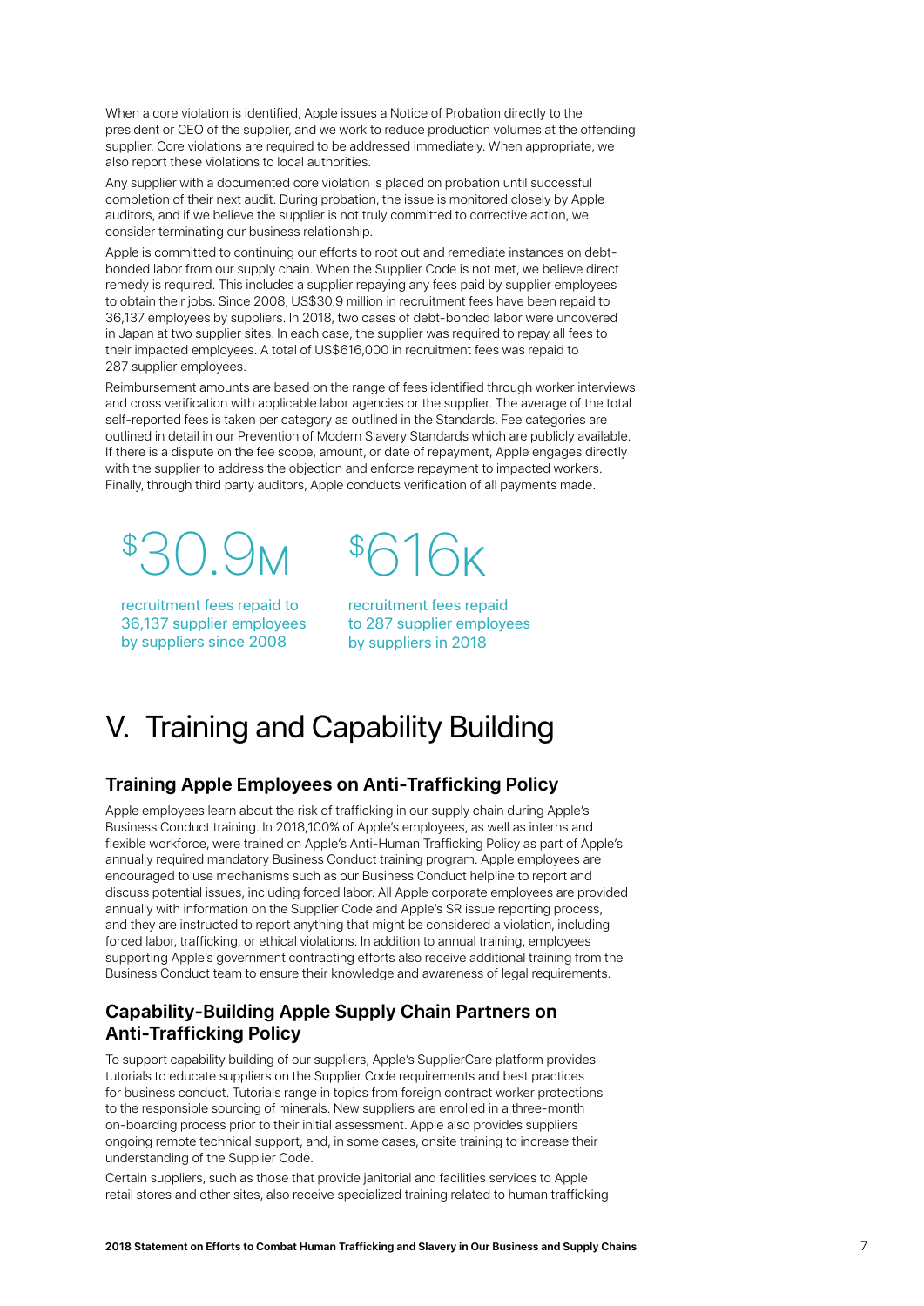When a core violation is identified, Apple issues a Notice of Probation directly to the president or CEO of the supplier, and we work to reduce production volumes at the offending supplier. Core violations are required to be addressed immediately. When appropriate, we also report these violations to local authorities.

Any supplier with a documented core violation is placed on probation until successful completion of their next audit. During probation, the issue is monitored closely by Apple auditors, and if we believe the supplier is not truly committed to corrective action, we consider terminating our business relationship.

Apple is committed to continuing our efforts to root out and remediate instances on debt-bonded labor from our supply chain. When the Supplier Code is not met, we believe direct remedy is required. This includes a supplier repaying any fees paid by supplier employees to obtain their jobs. Since 2008, US$30.9 million in recruitment fees have been repaid to 36,137 employees by suppliers. In 2018, two cases of debt-bonded labor were uncovered in Japan at two supplier sites. In each case, the supplier was required to repay all fees to their impacted employees. A total of US$616,000 in recruitment fees was repaid to 287 supplier employees.

Reimbursement amounts are based on the range of fees identified through worker interviews and cross verification with applicable labor agencies or the supplier. The average of the total self-reported fees is taken per category as outlined in the Standards. Fee categories are outlined in detail in our Prevention of Modern Slavery Standards which are publicly available. If there is a dispute on the fee scope, amount, or date of repayment, Apple engages directly with the supplier to address the objection and enforce repayment to impacted workers. Finally, through third party auditors, Apple conducts verification of all payments made.

**$30.9M**
recruitment fees repaid to 36,137 supplier employees by suppliers since 2008

**$616K**
recruitment fees repaid to 287 supplier employees by suppliers in 2018

# V. Training and Capability Building

## Training Apple Employees on Anti-Trafficking Policy

Apple employees learn about the risk of trafficking in our supply chain during Apple's Business Conduct training. In 2018,100% of Apple's employees, as well as interns and flexible workforce, were trained on Apple's Anti-Human Trafficking Policy as part of Apple's annually required mandatory Business Conduct training program. Apple employees are encouraged to use mechanisms such as our Business Conduct helpline to report and discuss potential issues, including forced labor. All Apple corporate employees are provided annually with information on the Supplier Code and Apple's SR issue reporting process, and they are instructed to report anything that might be considered a violation, including forced labor, trafficking, or ethical violations. In addition to annual training, employees supporting Apple's government contracting efforts also receive additional training from the Business Conduct team to ensure their knowledge and awareness of legal requirements.

## Capability-Building Apple Supply Chain Partners on Anti-Trafficking Policy

To support capability building of our suppliers, Apple's SupplierCare platform provides tutorials to educate suppliers on the Supplier Code requirements and best practices for business conduct. Tutorials range in topics from foreign contract worker protections to the responsible sourcing of minerals. New suppliers are enrolled in a three-month on-boarding process prior to their initial assessment. Apple also provides suppliers ongoing remote technical support, and, in some cases, onsite training to increase their understanding of the Supplier Code.

Certain suppliers, such as those that provide janitorial and facilities services to Apple retail stores and other sites, also receive specialized training related to human trafficking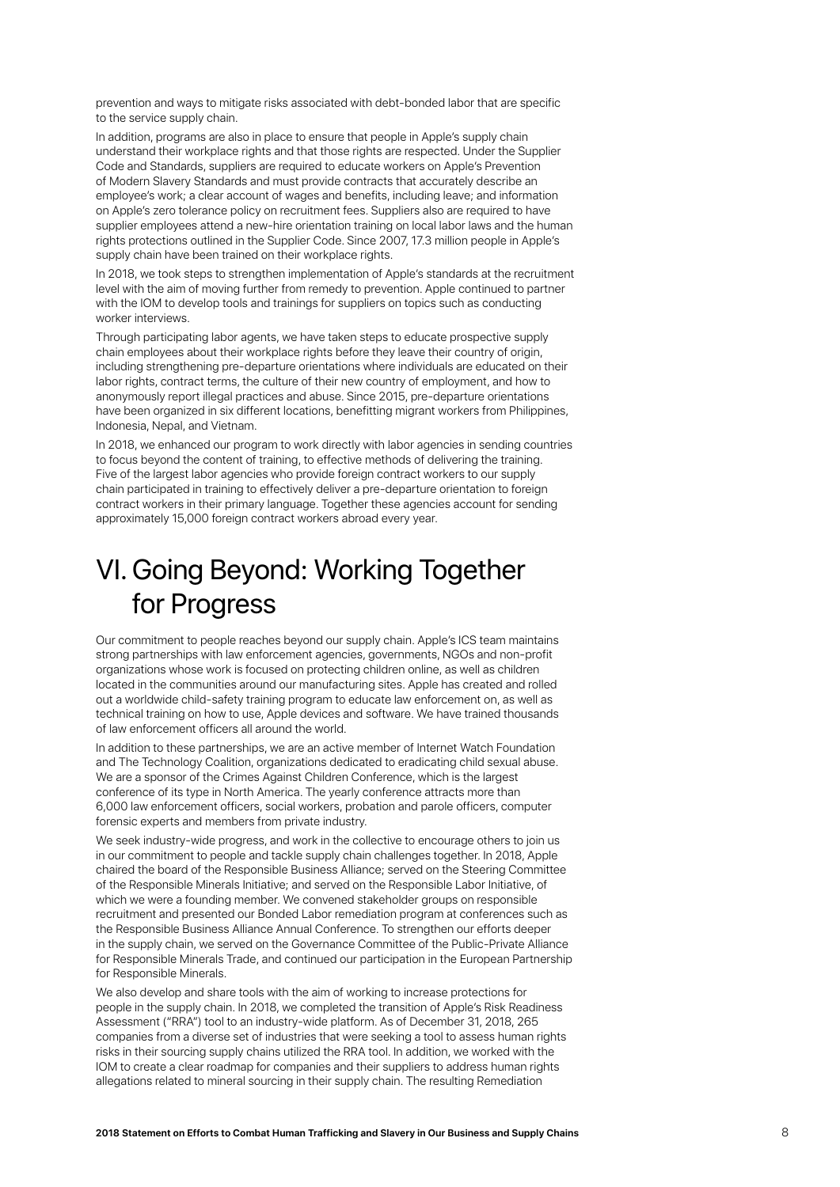prevention and ways to mitigate risks associated with debt-bonded labor that are specific to the service supply chain.

In addition, programs are also in place to ensure that people in Apple's supply chain understand their workplace rights and that those rights are respected. Under the Supplier Code and Standards, suppliers are required to educate workers on Apple's Prevention of Modern Slavery Standards and must provide contracts that accurately describe an employee's work; a clear account of wages and benefits, including leave; and information on Apple's zero tolerance policy on recruitment fees. Suppliers also are required to have supplier employees attend a new-hire orientation training on local labor laws and the human rights protections outlined in the Supplier Code. Since 2007, 17.3 million people in Apple's supply chain have been trained on their workplace rights.

In 2018, we took steps to strengthen implementation of Apple's standards at the recruitment level with the aim of moving further from remedy to prevention. Apple continued to partner with the IOM to develop tools and trainings for suppliers on topics such as conducting worker interviews.

Through participating labor agents, we have taken steps to educate prospective supply chain employees about their workplace rights before they leave their country of origin, including strengthening pre-departure orientations where individuals are educated on their labor rights, contract terms, the culture of their new country of employment, and how to anonymously report illegal practices and abuse. Since 2015, pre-departure orientations have been organized in six different locations, benefitting migrant workers from Philippines, Indonesia, Nepal, and Vietnam.

In 2018, we enhanced our program to work directly with labor agencies in sending countries to focus beyond the content of training, to effective methods of delivering the training. Five of the largest labor agencies who provide foreign contract workers to our supply chain participated in training to effectively deliver a pre-departure orientation to foreign contract workers in their primary language. Together these agencies account for sending approximately 15,000 foreign contract workers abroad every year.

# VI. Going Beyond: Working Together for Progress

Our commitment to people reaches beyond our supply chain. Apple's ICS team maintains strong partnerships with law enforcement agencies, governments, NGOs and non-profit organizations whose work is focused on protecting children online, as well as children located in the communities around our manufacturing sites. Apple has created and rolled out a worldwide child-safety training program to educate law enforcement on, as well as technical training on how to use, Apple devices and software. We have trained thousands of law enforcement officers all around the world.

In addition to these partnerships, we are an active member of Internet Watch Foundation and The Technology Coalition, organizations dedicated to eradicating child sexual abuse. We are a sponsor of the Crimes Against Children Conference, which is the largest conference of its type in North America. The yearly conference attracts more than 6,000 law enforcement officers, social workers, probation and parole officers, computer forensic experts and members from private industry.

We seek industry-wide progress, and work in the collective to encourage others to join us in our commitment to people and tackle supply chain challenges together. In 2018, Apple chaired the board of the Responsible Business Alliance; served on the Steering Committee of the Responsible Minerals Initiative; and served on the Responsible Labor Initiative, of which we were a founding member. We convened stakeholder groups on responsible recruitment and presented our Bonded Labor remediation program at conferences such as the Responsible Business Alliance Annual Conference. To strengthen our efforts deeper in the supply chain, we served on the Governance Committee of the Public-Private Alliance for Responsible Minerals Trade, and continued our participation in the European Partnership for Responsible Minerals.

We also develop and share tools with the aim of working to increase protections for people in the supply chain. In 2018, we completed the transition of Apple's Risk Readiness Assessment ("RRA") tool to an industry-wide platform. As of December 31, 2018, 265 companies from a diverse set of industries that were seeking a tool to assess human rights risks in their sourcing supply chains utilized the RRA tool. In addition, we worked with the IOM to create a clear roadmap for companies and their suppliers to address human rights allegations related to mineral sourcing in their supply chain. The resulting Remediation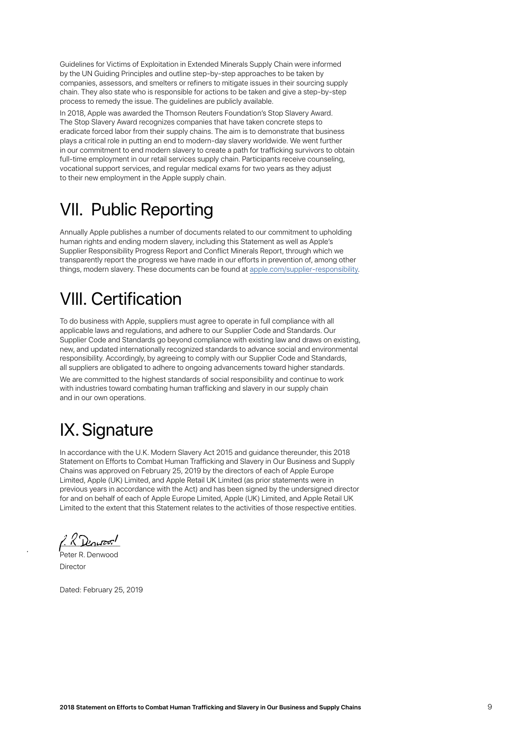Guidelines for Victims of Exploitation in Extended Minerals Supply Chain were informed by the UN Guiding Principles and outline step-by-step approaches to be taken by companies, assessors, and smelters or refiners to mitigate issues in their sourcing supply chain. They also state who is responsible for actions to be taken and give a step-by-step process to remedy the issue. The guidelines are publicly available.

In 2018, Apple was awarded the Thomson Reuters Foundation's Stop Slavery Award. The Stop Slavery Award recognizes companies that have taken concrete steps to eradicate forced labor from their supply chains. The aim is to demonstrate that business plays a critical role in putting an end to modern-day slavery worldwide. We went further in our commitment to end modern slavery to create a path for trafficking survivors to obtain full-time employment in our retail services supply chain. Participants receive counseling, vocational support services, and regular medical exams for two years as they adjust to their new employment in the Apple supply chain.

# VII. Public Reporting

Annually Apple publishes a number of documents related to our commitment to upholding human rights and ending modern slavery, including this Statement as well as Apple's Supplier Responsibility Progress Report and Conflict Minerals Report, through which we transparently report the progress we have made in our efforts in prevention of, among other things, modern slavery. These documents can be found at apple.com/supplier-responsibility.

# VIII. Certification

To do business with Apple, suppliers must agree to operate in full compliance with all applicable laws and regulations, and adhere to our Supplier Code and Standards. Our Supplier Code and Standards go beyond compliance with existing law and draws on existing, new, and updated internationally recognized standards to advance social and environmental responsibility. Accordingly, by agreeing to comply with our Supplier Code and Standards, all suppliers are obligated to adhere to ongoing advancements toward higher standards.

We are committed to the highest standards of social responsibility and continue to work with industries toward combating human trafficking and slavery in our supply chain and in our own operations.

# IX. Signature

In accordance with the U.K. Modern Slavery Act 2015 and guidance thereunder, this 2018 Statement on Efforts to Combat Human Trafficking and Slavery in Our Business and Supply Chains was approved on February 25, 2019 by the directors of each of Apple Europe Limited, Apple (UK) Limited, and Apple Retail UK Limited (as prior statements were in previous years in accordance with the Act) and has been signed by the undersigned director for and on behalf of each of Apple Europe Limited, Apple (UK) Limited, and Apple Retail UK Limited to the extent that this Statement relates to the activities of those respective entities.

Peter R. Denwood

Director

Dated: February 25, 2019